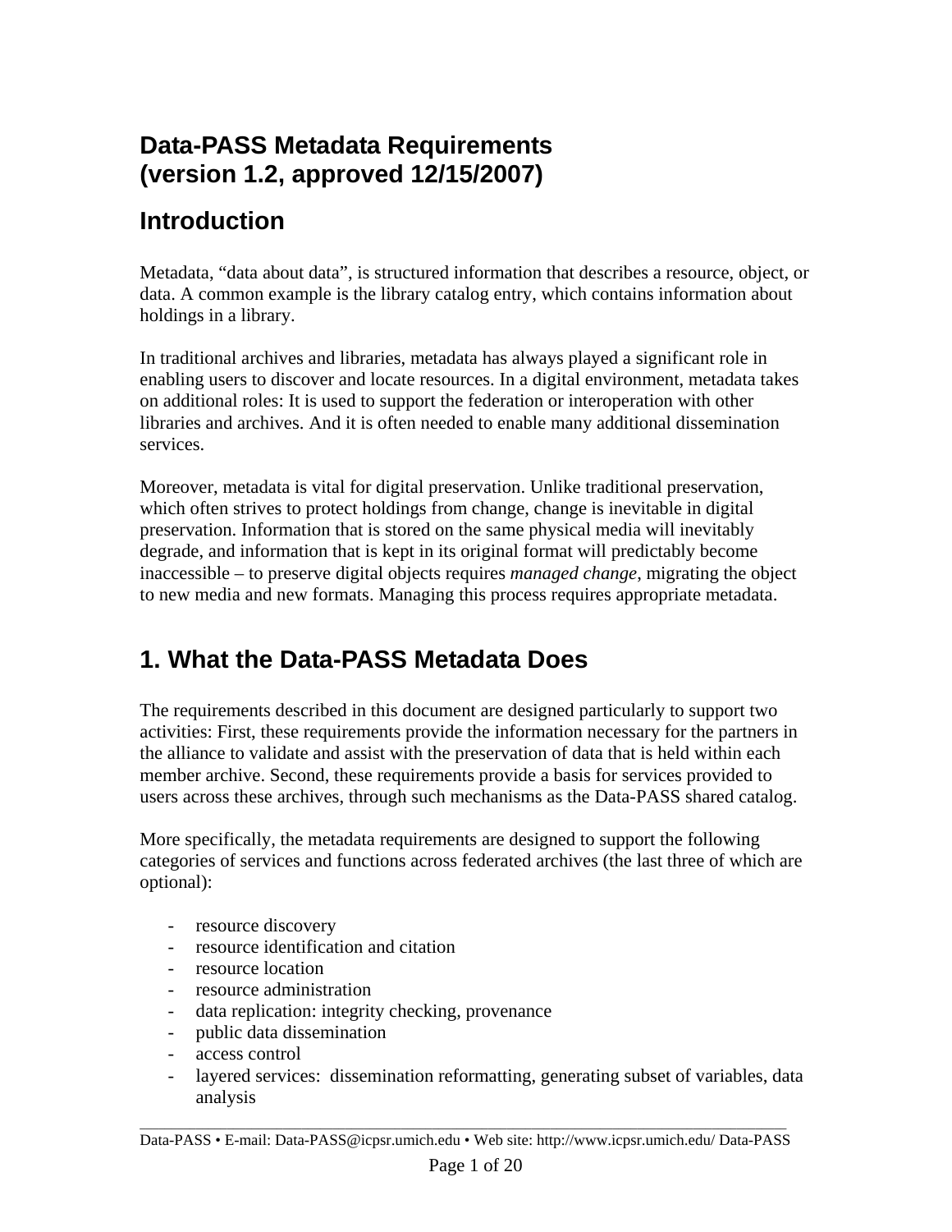# Data-PASS Metadata Requirements (version 1.2, approved 12/15/2007)

## Introduction

Metadata, "data about data", is structured information that describes a resource, object, or data. A common example is the library catalog entry, which contains information about holdings in a library.

In traditional archives and libraries, metadata has always played a significant role in enabling users to discover and locate resources. In a digital environment, metadata takes on additional roles: It is used to support the federation or interoperation with other libraries and archives. And it is often needed to enable many additional dissemination services.

Moreover, metadata is vital for digital preservation. Unlike traditional preservation, which often strives to protect holdings from change, change is inevitable in digital preservation. Information that is stored on the same physical media will inevitably degrade, and information that is kept in its original format will predictably become inaccessible – to preserve digital objects requires *managed change*, migrating the object to new media and new formats. Managing this process requires appropriate metadata.

## 1. What the Data-PASS Metadata Does

The requirements described in this document are designed particularly to support two activities: First, these requirements provide the information necessary for the partners in the alliance to validate and assist with the preservation of data that is held within each member archive. Second, these requirements provide a basis for services provided to users across these archives, through such mechanisms as the Data-PASS shared catalog.

More specifically, the metadata requirements are designed to support the following categories of services and functions across federated archives (the last three of which are optional):

- resource discovery
- resource identification and citation
- resource location
- resource administration
- data replication: integrity checking, provenance
- public data dissemination
- access control
- layered services: dissemination reformatting, generating subset of variables, data analysis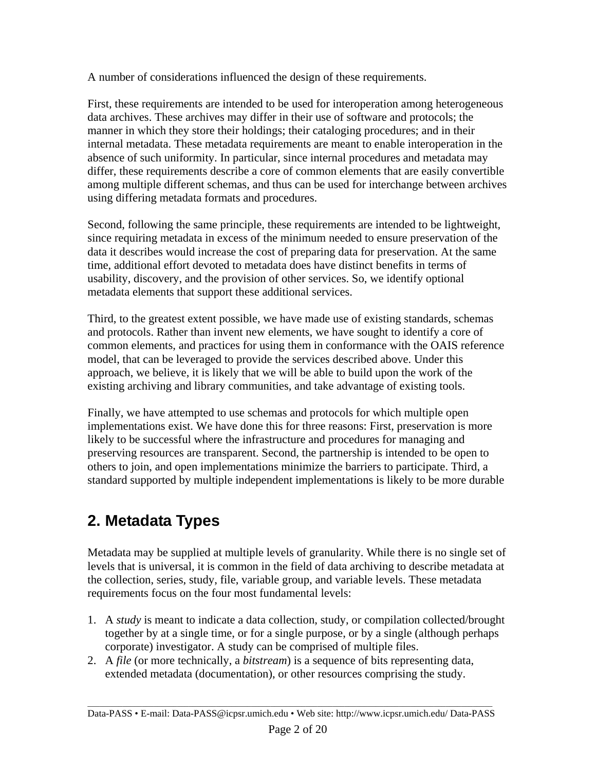A number of considerations influenced the design of these requirements.

First, these requirements are intended to be used for interoperation among heterogeneous data archives. These archives may differ in their use of software and protocols; the manner in which they store their holdings; their cataloging procedures; and in their internal metadata. These metadata requirements are meant to enable interoperation in the absence of such uniformity. In particular, since internal procedures and metadata may differ, these requirements describe a core of common elements that are easily convertible among multiple different schemas, and thus can be used for interchange between archives using differing metadata formats and procedures.

Second, following the same principle, these requirements are intended to be lightweight, since requiring metadata in excess of the minimum needed to ensure preservation of the data it describes would increase the cost of preparing data for preservation. At the same time, additional effort devoted to metadata does have distinct benefits in terms of usability, discovery, and the provision of other services. So, we identify optional metadata elements that support these additional services.

Third, to the greatest extent possible, we have made use of existing standards, schemas and protocols. Rather than invent new elements, we have sought to identify a core of common elements, and practices for using them in conformance with the OAIS reference model, that can be leveraged to provide the services described above. Under this approach, we believe, it is likely that we will be able to build upon the work of the existing archiving and library communities, and take advantage of existing tools.

Finally, we have attempted to use schemas and protocols for which multiple open implementations exist. We have done this for three reasons: First, preservation is more likely to be successful where the infrastructure and procedures for managing and preserving resources are transparent. Second, the partnership is intended to be open to others to join, and open implementations minimize the barriers to participate. Third, a standard supported by multiple independent implementations is likely to be more durable

## 2. Metadata Types

Metadata may be supplied at multiple levels of granularity. While there is no single set of levels that is universal, it is common in the field of data archiving to describe metadata at the collection, series, study, file, variable group, and variable levels. These metadata requirements focus on the four most fundamental levels:

1. A *study* is meant to indicate a data collection, study, or compilation collected/brought together by at a single time, or for a single purpose, or by a single (although perhaps corporate) investigator. A study can be comprised of multiple files.
2. A *file* (or more technically, a *bitstream*) is a sequence of bits representing data, extended metadata (documentation), or other resources comprising the study.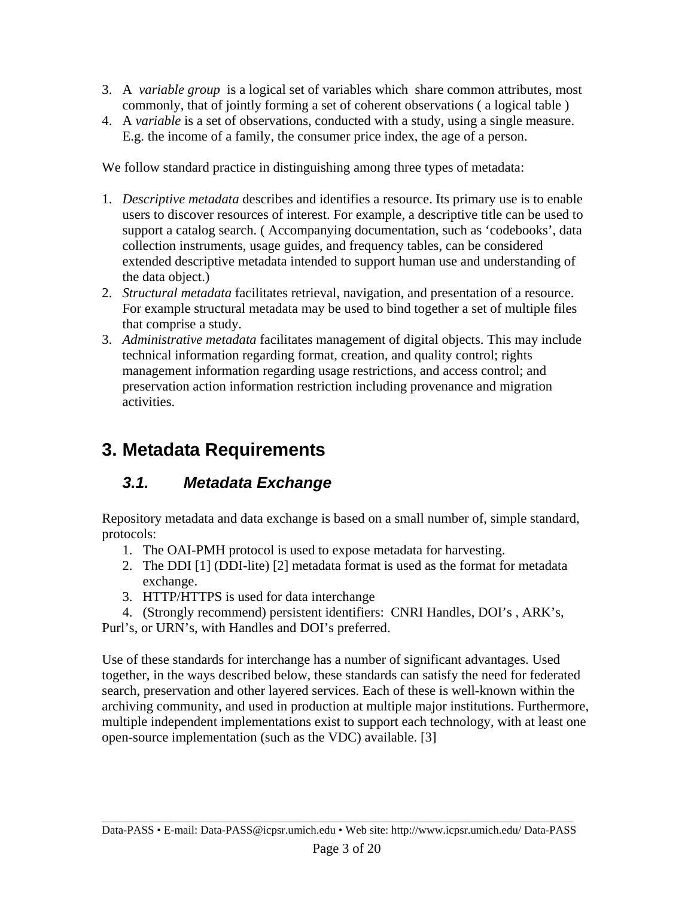3. A *variable group* is a logical set of variables which share common attributes, most commonly, that of jointly forming a set of coherent observations ( a logical table )
4. A *variable* is a set of observations, conducted with a study, using a single measure. E.g. the income of a family, the consumer price index, the age of a person.

We follow standard practice in distinguishing among three types of metadata:

1. *Descriptive metadata* describes and identifies a resource. Its primary use is to enable users to discover resources of interest. For example, a descriptive title can be used to support a catalog search. ( Accompanying documentation, such as 'codebooks', data collection instruments, usage guides, and frequency tables, can be considered extended descriptive metadata intended to support human use and understanding of the data object.)
2. *Structural metadata* facilitates retrieval, navigation, and presentation of a resource. For example structural metadata may be used to bind together a set of multiple files that comprise a study.
3. *Administrative metadata* facilitates management of digital objects. This may include technical information regarding format, creation, and quality control; rights management information regarding usage restrictions, and access control; and preservation action information restriction including provenance and migration activities.

# 3. Metadata Requirements

## 3.1. Metadata Exchange

Repository metadata and data exchange is based on a small number of, simple standard, protocols:

1. The OAI-PMH protocol is used to expose metadata for harvesting.
2. The DDI [1] (DDI-lite) [2] metadata format is used as the format for metadata exchange.
3. HTTP/HTTPS is used for data interchange
4. (Strongly recommend) persistent identifiers: CNRI Handles, DOI's , ARK's, Purl's, or URN's, with Handles and DOI's preferred.

Use of these standards for interchange has a number of significant advantages. Used together, in the ways described below, these standards can satisfy the need for federated search, preservation and other layered services. Each of these is well-known within the archiving community, and used in production at multiple major institutions. Furthermore, multiple independent implementations exist to support each technology, with at least one open-source implementation (such as the VDC) available. [3]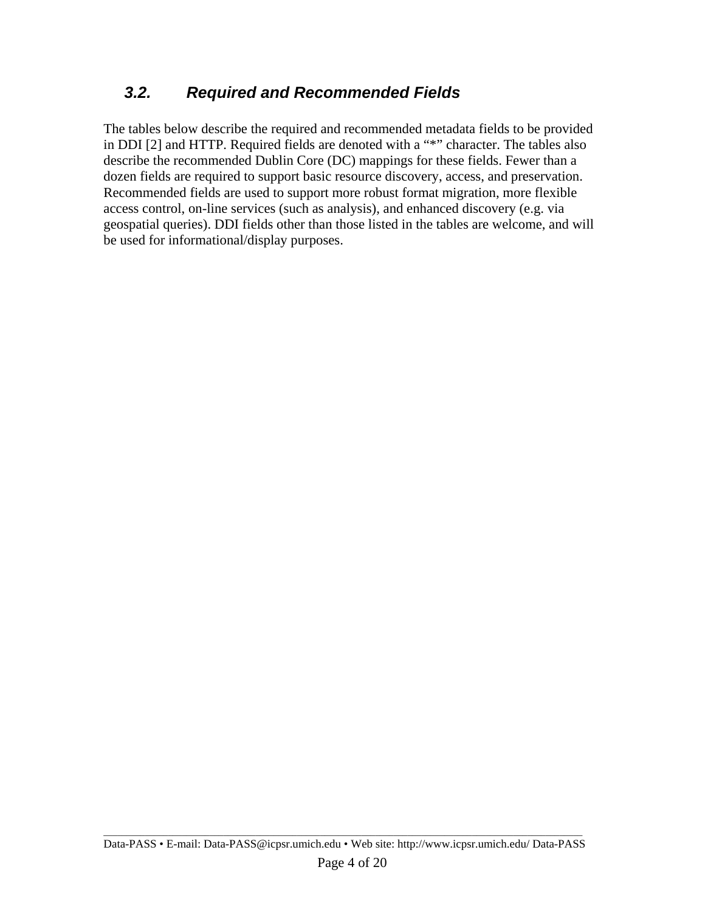### 3.2. *Required and Recommended Fields*

The tables below describe the required and recommended metadata fields to be provided in DDI [2] and HTTP. Required fields are denoted with a “*” character. The tables also describe the recommended Dublin Core (DC) mappings for these fields. Fewer than a dozen fields are required to support basic resource discovery, access, and preservation. Recommended fields are used to support more robust format migration, more flexible access control, on-line services (such as analysis), and enhanced discovery (e.g. via geospatial queries). DDI fields other than those listed in the tables are welcome, and will be used for informational/display purposes.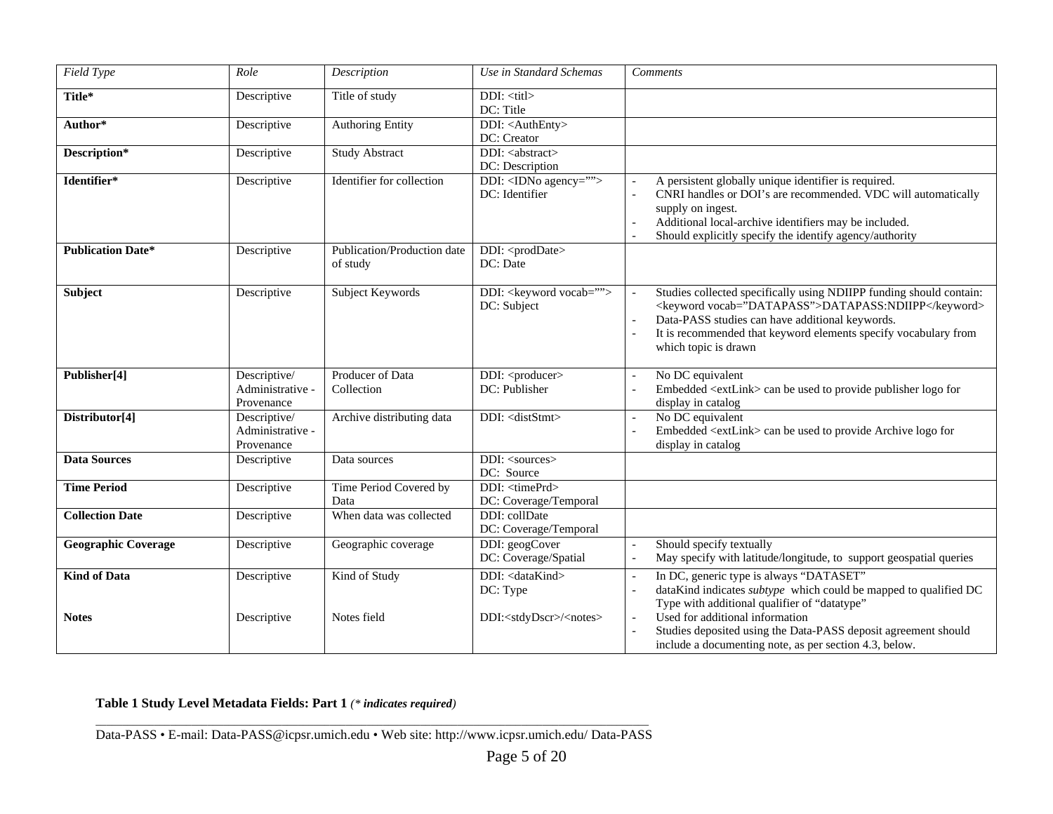| *Field Type* | *Role* | *Description* | *Use in Standard Schemas* | *Comments* |
|---|---|---|---|---|
| **Title*** | Descriptive | Title of study | DDI: <titl><br>DC: Title | |
| **Author*** | Descriptive | Authoring Entity | DDI: <AuthEnty><br>DC: Creator | |
| **Description*** | Descriptive | Study Abstract | DDI: <abstract><br>DC: Description | |
| **Identifier*** | Descriptive | Identifier for collection | DDI: <IDNo agency=""><br>DC: Identifier | - A persistent globally unique identifier is required.<br>- CNRI handles or DOI's are recommended. VDC will automatically supply on ingest.<br>- Additional local-archive identifiers may be included.<br>- Should explicitly specify the identify agency/authority |
| **Publication Date*** | Descriptive | Publication/Production date of study | DDI: <prodDate><br>DC: Date | |
| **Subject** | Descriptive | Subject Keywords | DDI: <keyword vocab=""><br>DC: Subject | - Studies collected specifically using NDIIPP funding should contain: <keyword vocab="DATAPASS">DATAPASS:NDIIPP</keyword><br>- Data-PASS studies can have additional keywords.<br>- It is recommended that keyword elements specify vocabulary from which topic is drawn |
| **Publisher[4]** | Descriptive/ Administrative - Provenance | Producer of Data Collection | DDI: <producer><br>DC: Publisher | - No DC equivalent<br>- Embedded <extLink> can be used to provide publisher logo for display in catalog |
| **Distributor[4]** | Descriptive/ Administrative - Provenance | Archive distributing data | DDI: <distStmt> | - No DC equivalent<br>- Embedded <extLink> can be used to provide Archive logo for display in catalog |
| **Data Sources** | Descriptive | Data sources | DDI: <sources><br>DC: Source | |
| **Time Period** | Descriptive | Time Period Covered by Data | DDI: <timePrd><br>DC: Coverage/Temporal | |
| **Collection Date** | Descriptive | When data was collected | DDI: collDate<br>DC: Coverage/Temporal | |
| **Geographic Coverage** | Descriptive | Geographic coverage | DDI: geogCover<br>DC: Coverage/Spatial | - Should specify textually<br>- May specify with latitude/longitude, to support geospatial queries |
| **Kind of Data** | Descriptive | Kind of Study | DDI: <dataKind><br>DC: Type | - In DC, generic type is always "DATASET"<br>- dataKind indicates *subtype* which could be mapped to qualified DC Type with additional qualifier of "datatype" |
| **Notes** | Descriptive | Notes field | DDI:<stdyDscr>/<notes> | - Used for additional information<br>- Studies deposited using the Data-PASS deposit agreement should include a documenting note, as per section 4.3, below. |

**Table 1 Study Level Metadata Fields: Part 1** *(\* indicates required)*

Data-PASS • E-mail: Data-PASS@icpsr.umich.edu • Web site: http://www.icpsr.umich.edu/ Data-PASS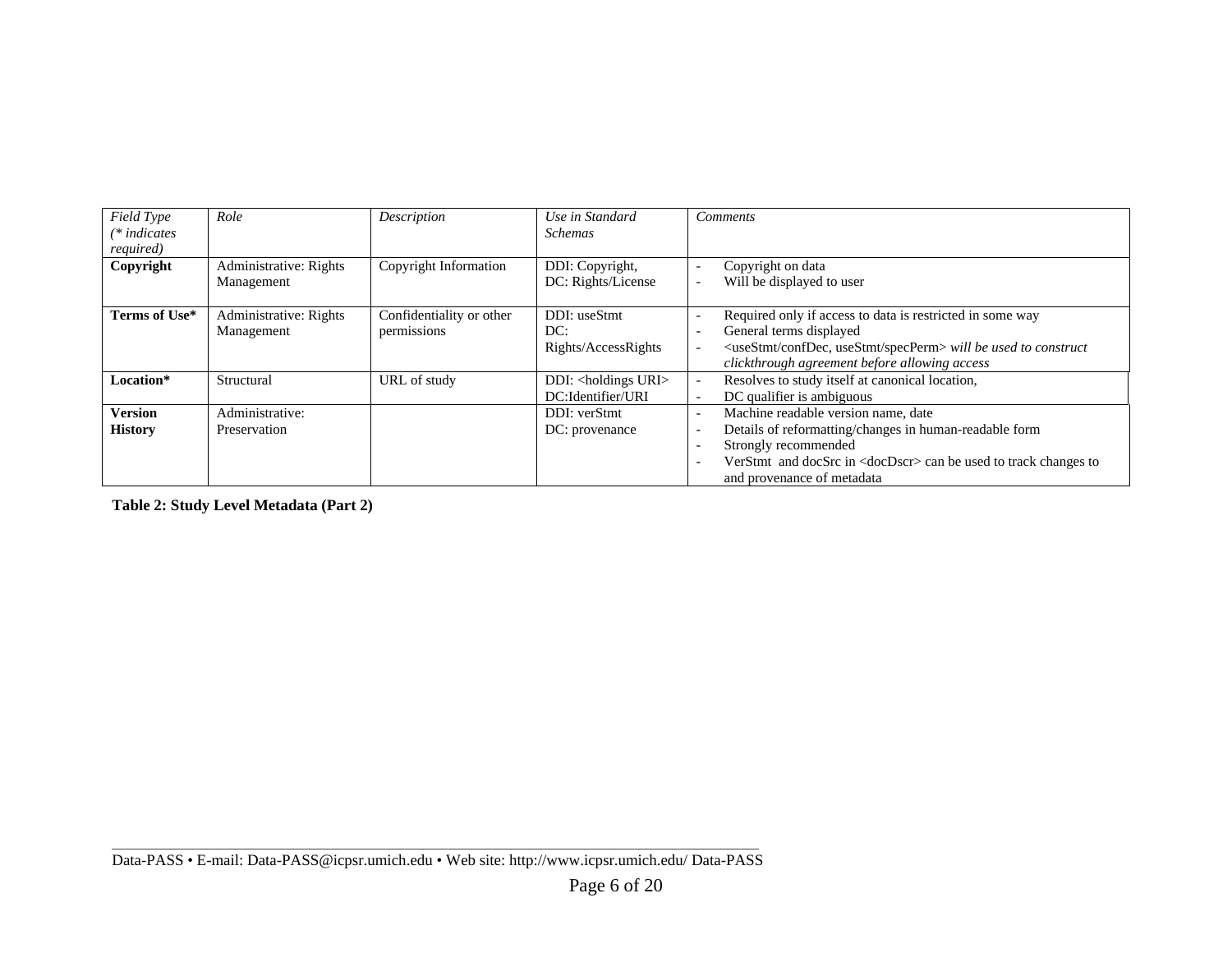| *Field Type (* indicates required)* | *Role* | *Description* | *Use in Standard Schemas* | *Comments* |
|---|---|---|---|---|
| **Copyright** | Administrative: Rights Management | Copyright Information | DDI: Copyright,<br>DC: Rights/License | - Copyright on data<br>- Will be displayed to user |
| **Terms of Use*** | Administrative: Rights Management | Confidentiality or other permissions | DDI: useStmt<br>DC: Rights/AccessRights | - Required only if access to data is restricted in some way<br>- General terms displayed<br>- <useStmt/confDec, useStmt/specPerm> *will be used to construct clickthrough agreement before allowing access* |
| **Location*** | Structural | URL of study | DDI: <holdings URI><br>DC:Identifier/URI | - Resolves to study itself at canonical location,<br>- DC qualifier is ambiguous |
| **Version History** | Administrative: Preservation | | DDI: verStmt<br>DC: provenance | - Machine readable version name, date<br>- Details of reformatting/changes in human-readable form<br>- Strongly recommended<br>- VerStmt and docSrc in <docDscr> can be used to track changes to and provenance of metadata |

**Table 2: Study Level Metadata (Part 2)**

Data-PASS • E-mail: Data-PASS@icpsr.umich.edu • Web site: http://www.icpsr.umich.edu/ Data-PASS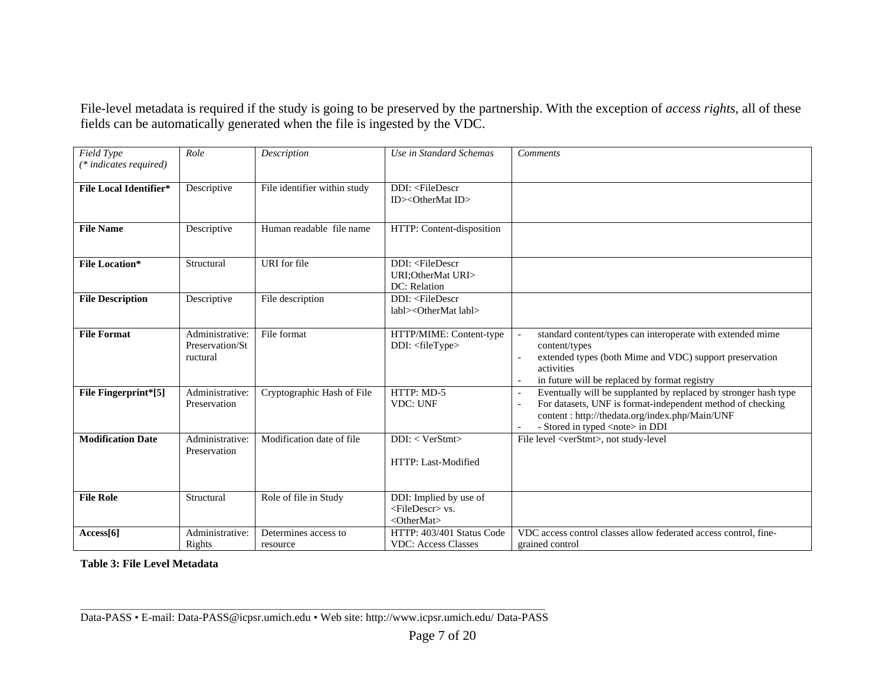File-level metadata is required if the study is going to be preserved by the partnership. With the exception of *access rights*, all of these fields can be automatically generated when the file is ingested by the VDC.

| *Field Type (\* indicates required)* | *Role* | *Description* | *Use in Standard Schemas* | *Comments* |
|---|---|---|---|---|
| **File Local Identifier*** | Descriptive | File identifier within study | DDI: <FileDescr ID><OtherMat ID> | |
| **File Name** | Descriptive | Human readable file name | HTTP: Content-disposition | |
| **File Location*** | Structural | URI for file | DDI: <FileDescr URI;OtherMat URI> DC: Relation | |
| **File Description** | Descriptive | File description | DDI: <FileDescr labl><OtherMat labl> | |
| **File Format** | Administrative: Preservation/Structural | File format | HTTP/MIME: Content-type DDI: <fileType> | - standard content/types can interoperate with extended mime content/types - extended types (both Mime and VDC) support preservation activities - in future will be replaced by format registry |
| **File Fingerprint*[5]** | Administrative: Preservation | Cryptographic Hash of File | HTTP: MD-5 VDC: UNF | - Eventually will be supplanted by replaced by stronger hash type - For datasets, UNF is format-independent method of checking content : http://thedata.org/index.php/Main/UNF - - Stored in typed <note> in DDI |
| **Modification Date** | Administrative: Preservation | Modification date of file | DDI: < VerStmt> HTTP: Last-Modified | File level <verStmt>, not study-level |
| **File Role** | Structural | Role of file in Study | DDI: Implied by use of <FileDescr> vs. <OtherMat> | |
| **Access[6]** | Administrative: Rights | Determines access to resource | HTTP: 403/401 Status Code VDC: Access Classes | VDC access control classes allow federated access control, fine-grained control |

**Table 3: File Level Metadata**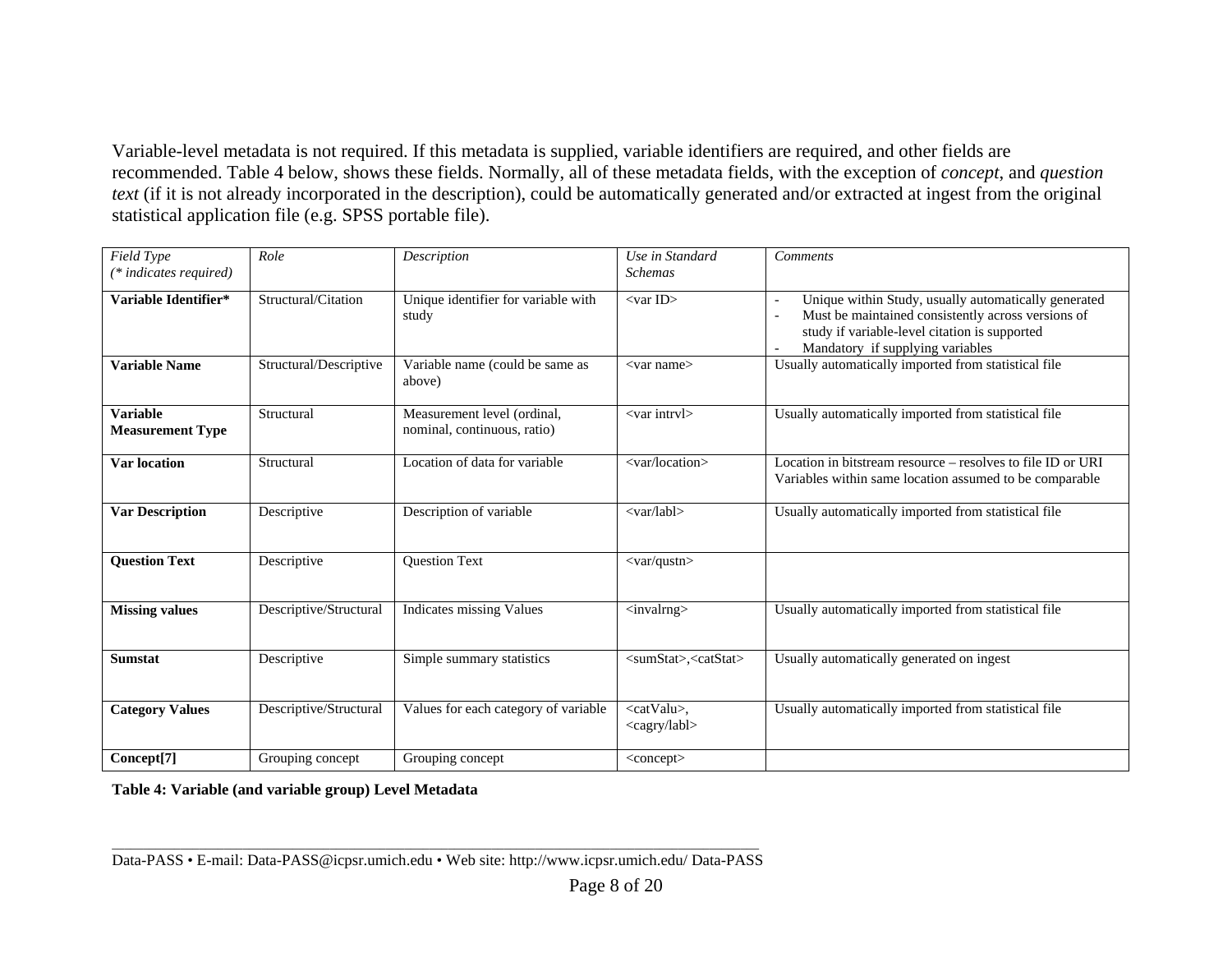Variable-level metadata is not required. If this metadata is supplied, variable identifiers are required, and other fields are recommended. Table 4 below, shows these fields. Normally, all of these metadata fields, with the exception of *concept*, and *question text* (if it is not already incorporated in the description), could be automatically generated and/or extracted at ingest from the original statistical application file (e.g. SPSS portable file).

| *Field Type (* indicates required)* | *Role* | *Description* | *Use in Standard Schemas* | *Comments* |
|---|---|---|---|---|
| **Variable Identifier*** | Structural/Citation | Unique identifier for variable with study | <var ID> | - Unique within Study, usually automatically generated<br>- Must be maintained consistently across versions of study if variable-level citation is supported<br>- Mandatory if supplying variables |
| **Variable Name** | Structural/Descriptive | Variable name (could be same as above) | <var name> | Usually automatically imported from statistical file |
| **Variable Measurement Type** | Structural | Measurement level (ordinal, nominal, continuous, ratio) | <var intrvl> | Usually automatically imported from statistical file |
| **Var location** | Structural | Location of data for variable | <var/location> | Location in bitstream resource – resolves to file ID or URI Variables within same location assumed to be comparable |
| **Var Description** | Descriptive | Description of variable | <var/labl> | Usually automatically imported from statistical file |
| **Question Text** | Descriptive | Question Text | <var/qustn> | |
| **Missing values** | Descriptive/Structural | Indicates missing Values | <invalrng> | Usually automatically imported from statistical file |
| **Sumstat** | Descriptive | Simple summary statistics | <sumStat>,<catStat> | Usually automatically generated on ingest |
| **Category Values** | Descriptive/Structural | Values for each category of variable | <catValu>, <cagry/labl> | Usually automatically imported from statistical file |
| **Concept[7]** | Grouping concept | Grouping concept | <concept> | |

**Table 4: Variable (and variable group) Level Metadata**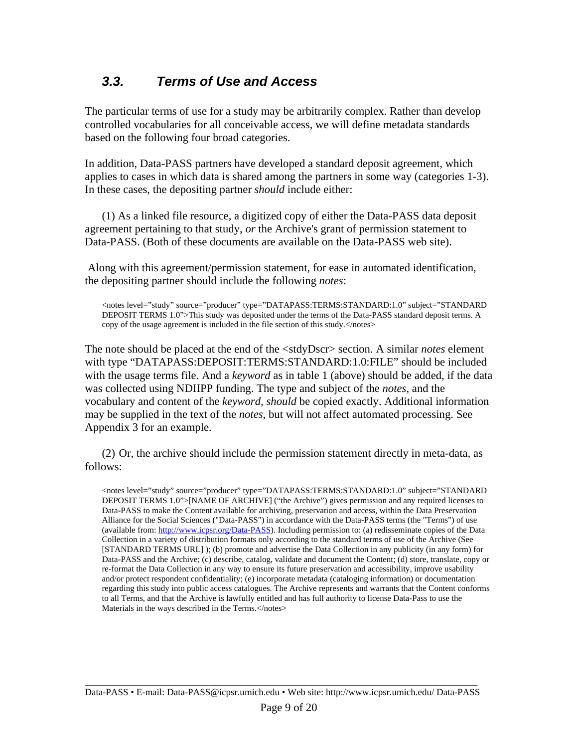## 3.3. Terms of Use and Access

The particular terms of use for a study may be arbitrarily complex. Rather than develop controlled vocabularies for all conceivable access, we will define metadata standards based on the following four broad categories.

In addition, Data-PASS partners have developed a standard deposit agreement, which applies to cases in which data is shared among the partners in some way (categories 1-3). In these cases, the depositing partner *should* include either:

(1) As a linked file resource, a digitized copy of either the Data-PASS data deposit agreement pertaining to that study, *or* the Archive's grant of permission statement to Data-PASS. (Both of these documents are available on the Data-PASS web site).

Along with this agreement/permission statement, for ease in automated identification, the depositing partner should include the following *notes*:

```
<notes level="study" source="producer" type="DATAPASS:TERMS:STANDARD:1.0" subject="STANDARD DEPOSIT TERMS 1.0">This study was deposited under the terms of the Data-PASS standard deposit terms. A copy of the usage agreement is included in the file section of this study.</notes>
```

The note should be placed at the end of the <stdyDscr> section. A similar *notes* element with type "DATAPASS:DEPOSIT:TERMS:STANDARD:1.0:FILE" should be included with the usage terms file. And a *keyword* as in table 1 (above) should be added, if the data was collected using NDIIPP funding. The type and subject of the *notes*, and the vocabulary and content of the *keyword, should* be copied exactly. Additional information may be supplied in the text of the *notes*, but will not affect automated processing. See Appendix 3 for an example.

(2) Or, the archive should include the permission statement directly in meta-data, as follows:

```
<notes level="study" source="producer" type="DATAPASS:TERMS:STANDARD:1.0" subject="STANDARD DEPOSIT TERMS 1.0">[NAME OF ARCHIVE] ("the Archive") gives permission and any required licenses to Data-PASS to make the Content available for archiving, preservation and access, within the Data Preservation Alliance for the Social Sciences ("Data-PASS") in accordance with the Data-PASS terms (the "Terms") of use (available from: http://www.icpsr.org/Data-PASS). Including permission to: (a) redisseminate copies of the Data Collection in a variety of distribution formats only according to the standard terms of use of the Archive (See [STANDARD TERMS URL] ); (b) promote and advertise the Data Collection in any publicity (in any form) for Data-PASS and the Archive; (c) describe, catalog, validate and document the Content; (d) store, translate, copy or re-format the Data Collection in any way to ensure its future preservation and accessibility, improve usability and/or protect respondent confidentiality; (e) incorporate metadata (cataloging information) or documentation regarding this study into public access catalogues. The Archive represents and warrants that the Content conforms to all Terms, and that the Archive is lawfully entitled and has full authority to license Data-Pass to use the Materials in the ways described in the Terms.</notes>
```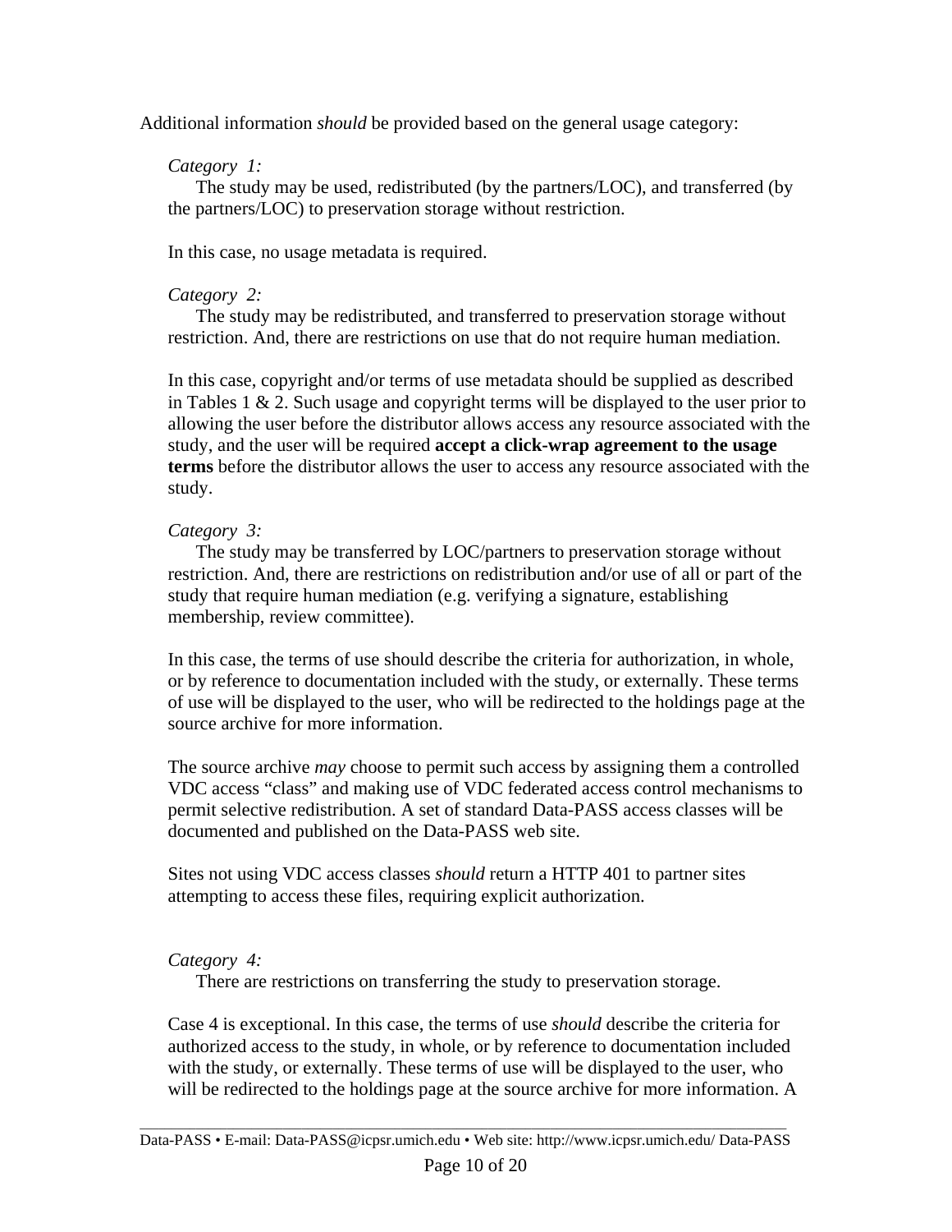Additional information *should* be provided based on the general usage category:

*Category 1:*
The study may be used, redistributed (by the partners/LOC), and transferred (by the partners/LOC) to preservation storage without restriction.

In this case, no usage metadata is required.

*Category 2:*
The study may be redistributed, and transferred to preservation storage without restriction. And, there are restrictions on use that do not require human mediation.

In this case, copyright and/or terms of use metadata should be supplied as described in Tables 1 & 2. Such usage and copyright terms will be displayed to the user prior to allowing the user before the distributor allows access any resource associated with the study, and the user will be required **accept a click-wrap agreement to the usage terms** before the distributor allows the user to access any resource associated with the study.

*Category 3:*
The study may be transferred by LOC/partners to preservation storage without restriction. And, there are restrictions on redistribution and/or use of all or part of the study that require human mediation (e.g. verifying a signature, establishing membership, review committee).

In this case, the terms of use should describe the criteria for authorization, in whole, or by reference to documentation included with the study, or externally. These terms of use will be displayed to the user, who will be redirected to the holdings page at the source archive for more information.

The source archive *may* choose to permit such access by assigning them a controlled VDC access "class" and making use of VDC federated access control mechanisms to permit selective redistribution. A set of standard Data-PASS access classes will be documented and published on the Data-PASS web site.

Sites not using VDC access classes *should* return a HTTP 401 to partner sites attempting to access these files, requiring explicit authorization.

*Category 4:*
There are restrictions on transferring the study to preservation storage.

Case 4 is exceptional. In this case, the terms of use *should* describe the criteria for authorized access to the study, in whole, or by reference to documentation included with the study, or externally. These terms of use will be displayed to the user, who will be redirected to the holdings page at the source archive for more information. A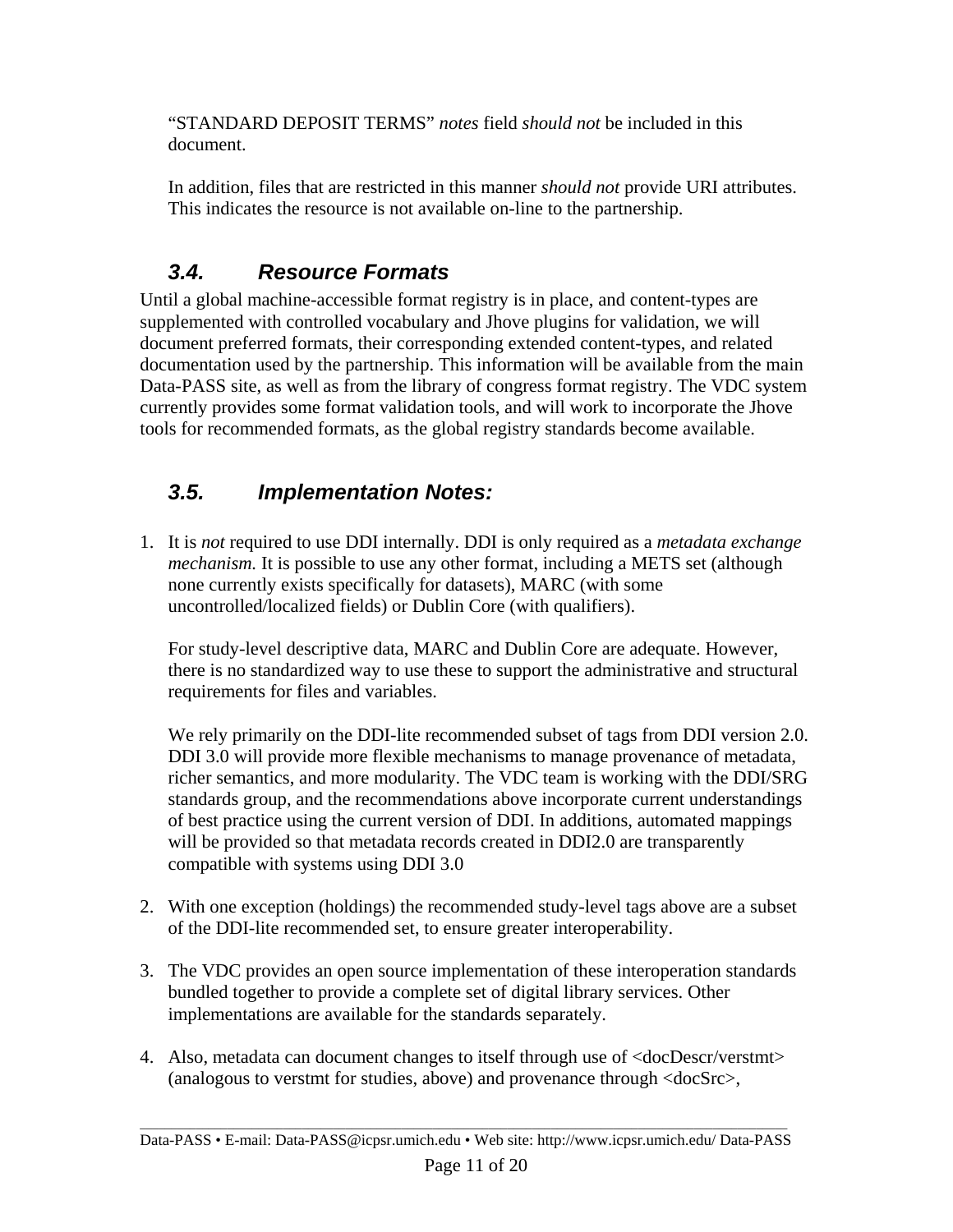"STANDARD DEPOSIT TERMS" *notes* field *should not* be included in this document.

In addition, files that are restricted in this manner *should not* provide URI attributes. This indicates the resource is not available on-line to the partnership.

### *3.4. Resource Formats*

Until a global machine-accessible format registry is in place, and content-types are supplemented with controlled vocabulary and Jhove plugins for validation, we will document preferred formats, their corresponding extended content-types, and related documentation used by the partnership. This information will be available from the main Data-PASS site, as well as from the library of congress format registry. The VDC system currently provides some format validation tools, and will work to incorporate the Jhove tools for recommended formats, as the global registry standards become available.

### *3.5. Implementation Notes:*

1. It is *not* required to use DDI internally. DDI is only required as a *metadata exchange mechanism.* It is possible to use any other format, including a METS set (although none currently exists specifically for datasets), MARC (with some uncontrolled/localized fields) or Dublin Core (with qualifiers).

   For study-level descriptive data, MARC and Dublin Core are adequate. However, there is no standardized way to use these to support the administrative and structural requirements for files and variables.

   We rely primarily on the DDI-lite recommended subset of tags from DDI version 2.0. DDI 3.0 will provide more flexible mechanisms to manage provenance of metadata, richer semantics, and more modularity. The VDC team is working with the DDI/SRG standards group, and the recommendations above incorporate current understandings of best practice using the current version of DDI. In additions, automated mappings will be provided so that metadata records created in DDI2.0 are transparently compatible with systems using DDI 3.0

2. With one exception (holdings) the recommended study-level tags above are a subset of the DDI-lite recommended set, to ensure greater interoperability.

3. The VDC provides an open source implementation of these interoperation standards bundled together to provide a complete set of digital library services. Other implementations are available for the standards separately.

4. Also, metadata can document changes to itself through use of <docDescr/verstmt> (analogous to verstmt for studies, above) and provenance through <docSrc>,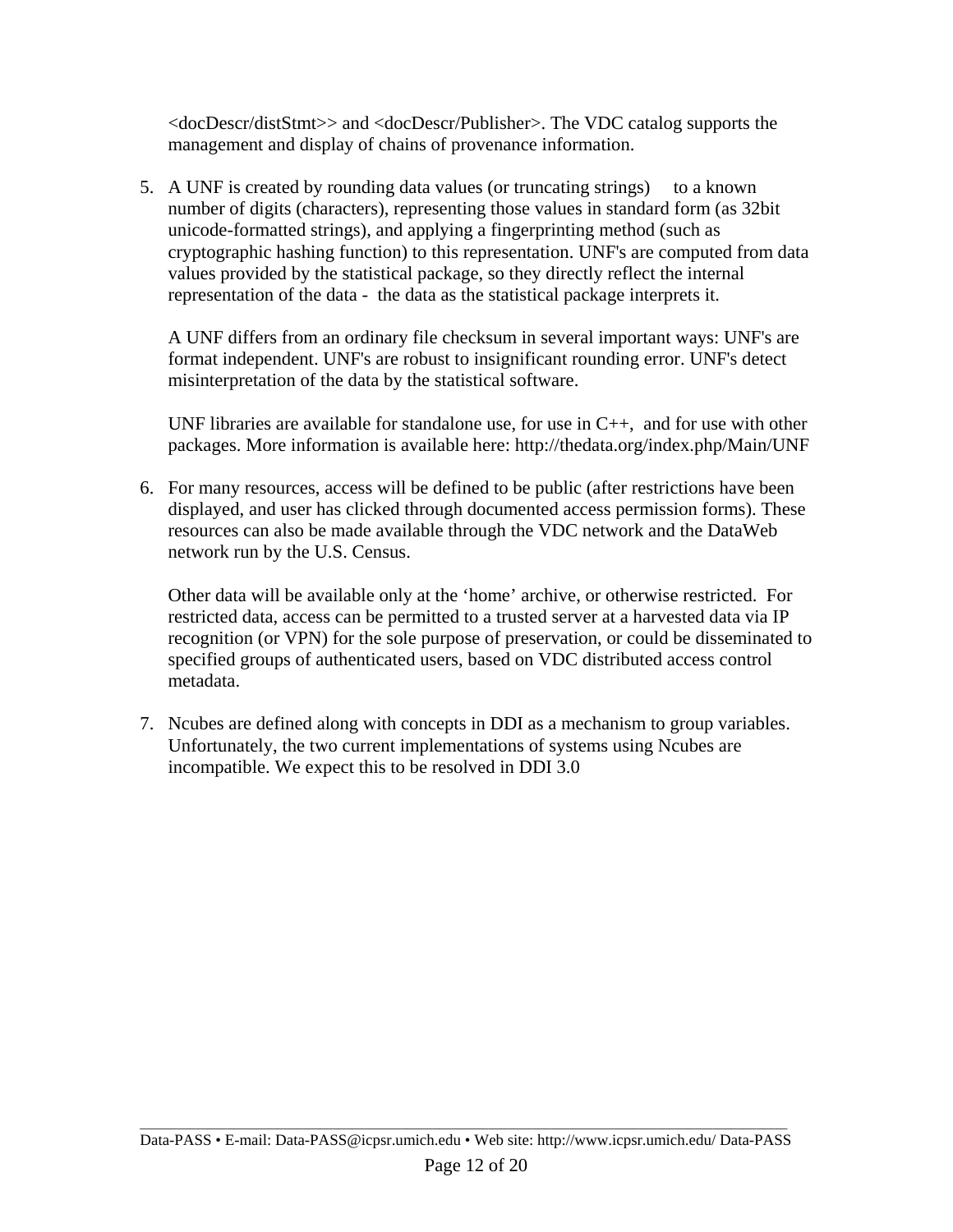<docDescr/distStmt>> and <docDescr/Publisher>. The VDC catalog supports the management and display of chains of provenance information.

5. A UNF is created by rounding data values (or truncating strings) to a known number of digits (characters), representing those values in standard form (as 32bit unicode-formatted strings), and applying a fingerprinting method (such as cryptographic hashing function) to this representation. UNF's are computed from data values provided by the statistical package, so they directly reflect the internal representation of the data - the data as the statistical package interprets it.

   A UNF differs from an ordinary file checksum in several important ways: UNF's are format independent. UNF's are robust to insignificant rounding error. UNF's detect misinterpretation of the data by the statistical software.

   UNF libraries are available for standalone use, for use in C++, and for use with other packages. More information is available here: http://thedata.org/index.php/Main/UNF

6. For many resources, access will be defined to be public (after restrictions have been displayed, and user has clicked through documented access permission forms). These resources can also be made available through the VDC network and the DataWeb network run by the U.S. Census.

   Other data will be available only at the ‘home’ archive, or otherwise restricted. For restricted data, access can be permitted to a trusted server at a harvested data via IP recognition (or VPN) for the sole purpose of preservation, or could be disseminated to specified groups of authenticated users, based on VDC distributed access control metadata.

7. Ncubes are defined along with concepts in DDI as a mechanism to group variables. Unfortunately, the two current implementations of systems using Ncubes are incompatible. We expect this to be resolved in DDI 3.0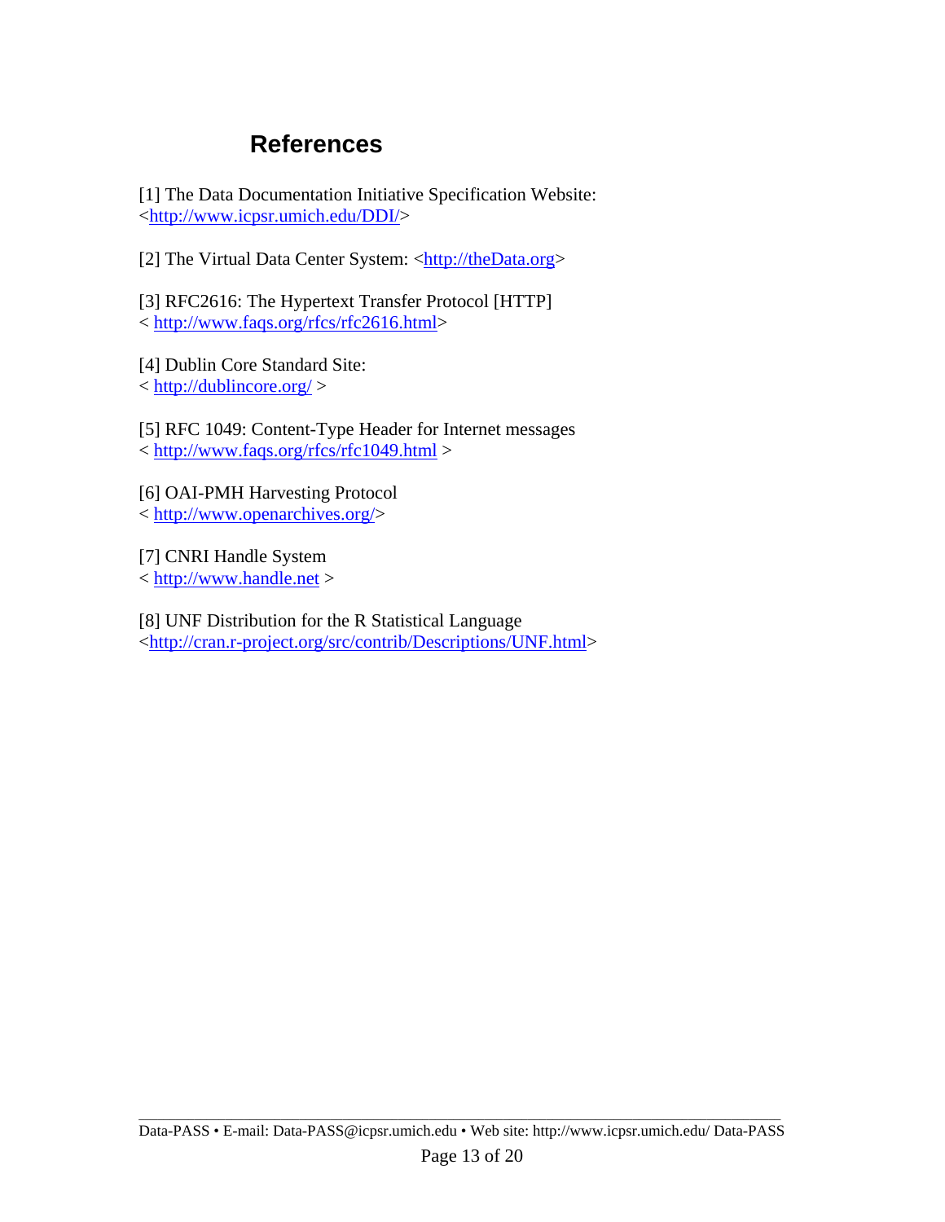# References

[1] The Data Documentation Initiative Specification Website:
<http://www.icpsr.umich.edu/DDI/>

[2] The Virtual Data Center System: <http://theData.org>

[3] RFC2616: The Hypertext Transfer Protocol [HTTP]
< http://www.faqs.org/rfcs/rfc2616.html>

[4] Dublin Core Standard Site:
< http://dublincore.org/ >

[5] RFC 1049: Content-Type Header for Internet messages
< http://www.faqs.org/rfcs/rfc1049.html >

[6] OAI-PMH Harvesting Protocol
< http://www.openarchives.org/>

[7] CNRI Handle System
< http://www.handle.net >

[8] UNF Distribution for the R Statistical Language
<http://cran.r-project.org/src/contrib/Descriptions/UNF.html>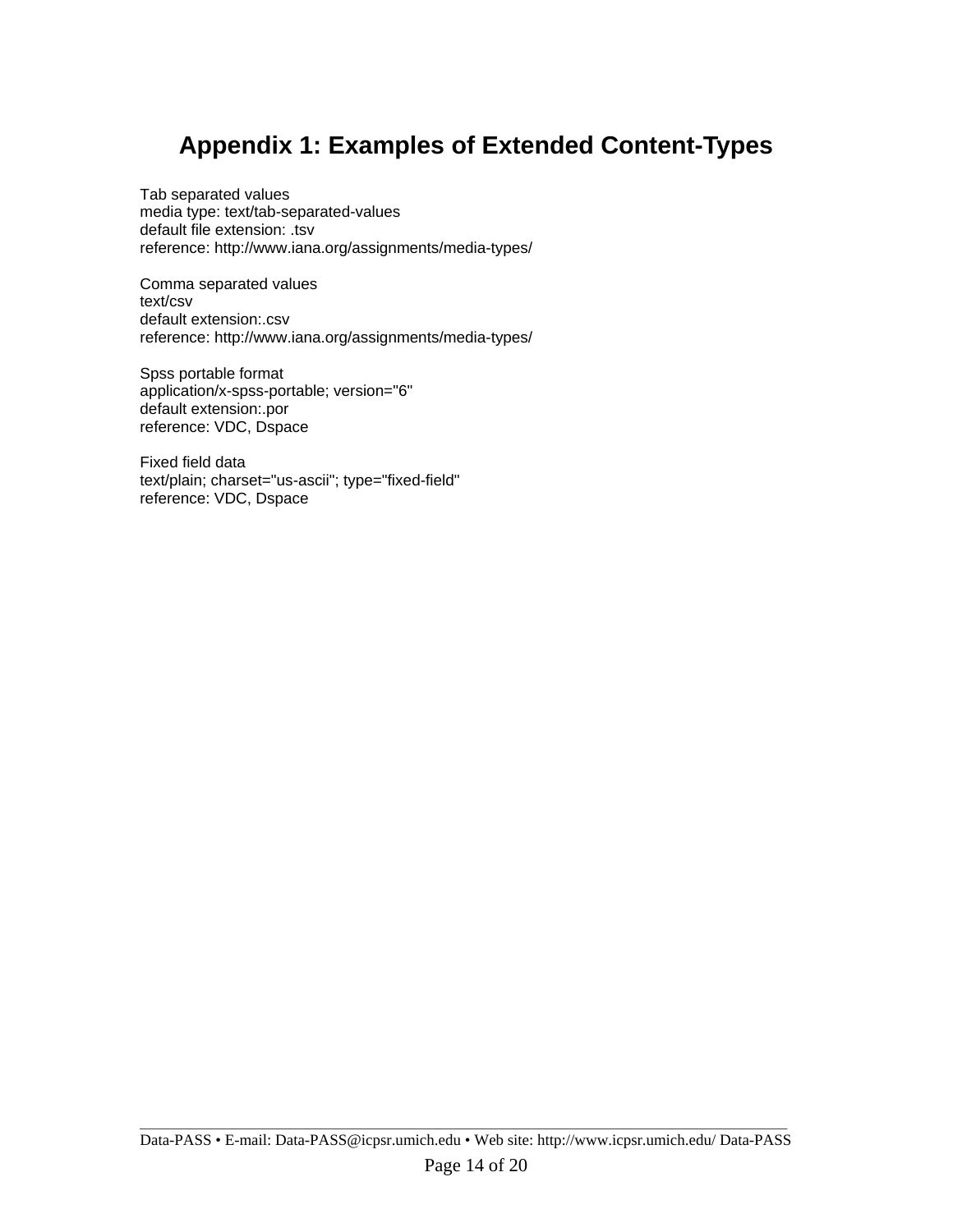# Appendix 1: Examples of Extended Content-Types

Tab separated values
media type: text/tab-separated-values
default file extension: .tsv
reference: http://www.iana.org/assignments/media-types/

Comma separated values
text/csv
default extension:.csv
reference: http://www.iana.org/assignments/media-types/

Spss portable format
application/x-spss-portable; version="6"
default extension:.por
reference: VDC, Dspace

Fixed field data
text/plain; charset="us-ascii"; type="fixed-field"
reference: VDC, Dspace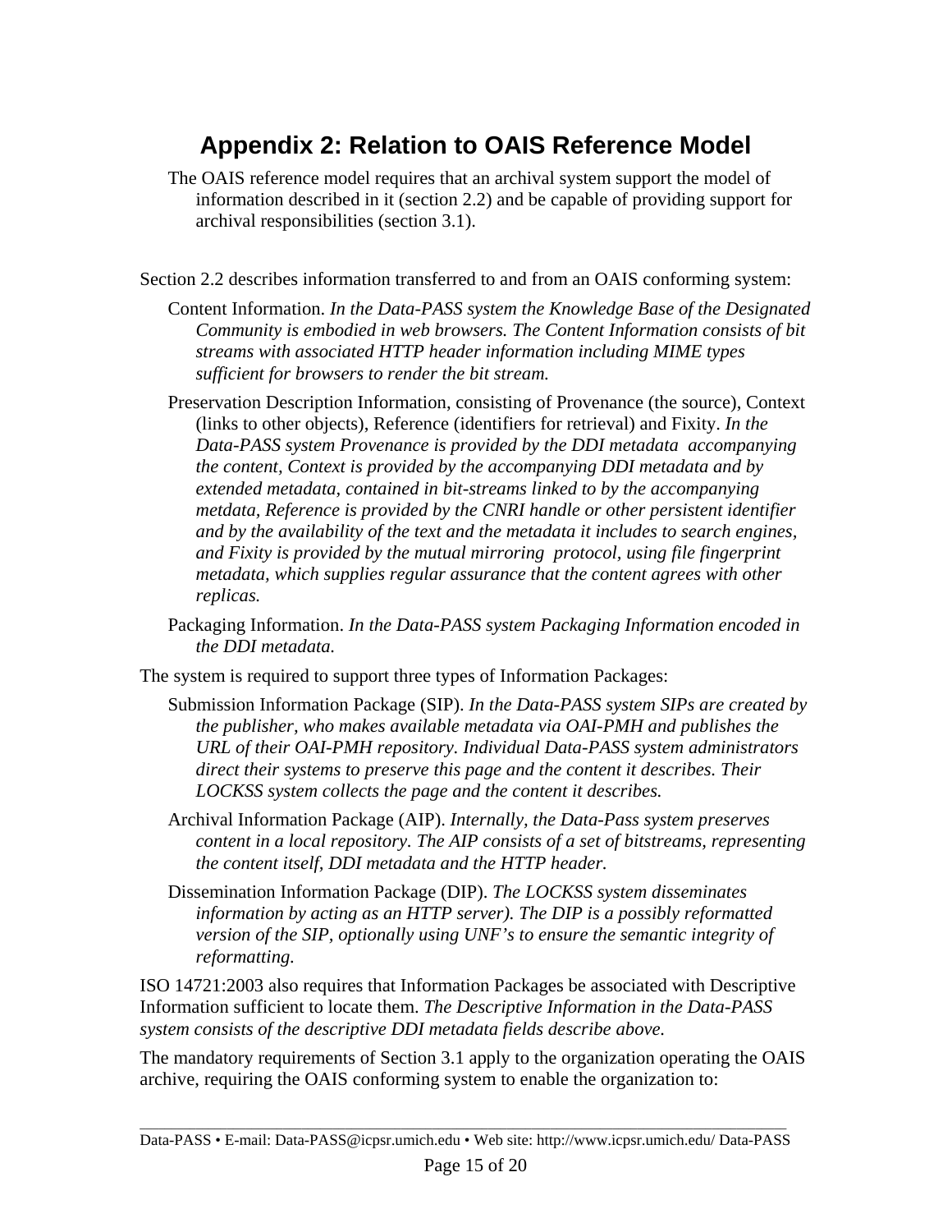# Appendix 2: Relation to OAIS Reference Model

The OAIS reference model requires that an archival system support the model of information described in it (section 2.2) and be capable of providing support for archival responsibilities (section 3.1).

Section 2.2 describes information transferred to and from an OAIS conforming system:

Content Information. *In the Data-PASS system the Knowledge Base of the Designated Community is embodied in web browsers. The Content Information consists of bit streams with associated HTTP header information including MIME types sufficient for browsers to render the bit stream.*

Preservation Description Information, consisting of Provenance (the source), Context (links to other objects), Reference (identifiers for retrieval) and Fixity. *In the Data-PASS system Provenance is provided by the DDI metadata accompanying the content, Context is provided by the accompanying DDI metadata and by extended metadata, contained in bit-streams linked to by the accompanying metdata, Reference is provided by the CNRI handle or other persistent identifier and by the availability of the text and the metadata it includes to search engines, and Fixity is provided by the mutual mirroring protocol, using file fingerprint metadata, which supplies regular assurance that the content agrees with other replicas.*

Packaging Information. *In the Data-PASS system Packaging Information encoded in the DDI metadata.*

The system is required to support three types of Information Packages:

Submission Information Package (SIP). *In the Data-PASS system SIPs are created by the publisher, who makes available metadata via OAI-PMH and publishes the URL of their OAI-PMH repository. Individual Data-PASS system administrators direct their systems to preserve this page and the content it describes. Their LOCKSS system collects the page and the content it describes.*

Archival Information Package (AIP). *Internally, the Data-Pass system preserves content in a local repository. The AIP consists of a set of bitstreams, representing the content itself, DDI metadata and the HTTP header.*

Dissemination Information Package (DIP). *The LOCKSS system disseminates information by acting as an HTTP server). The DIP is a possibly reformatted version of the SIP, optionally using UNF's to ensure the semantic integrity of reformatting.*

ISO 14721:2003 also requires that Information Packages be associated with Descriptive Information sufficient to locate them. *The Descriptive Information in the Data-PASS system consists of the descriptive DDI metadata fields describe above.*

The mandatory requirements of Section 3.1 apply to the organization operating the OAIS archive, requiring the OAIS conforming system to enable the organization to: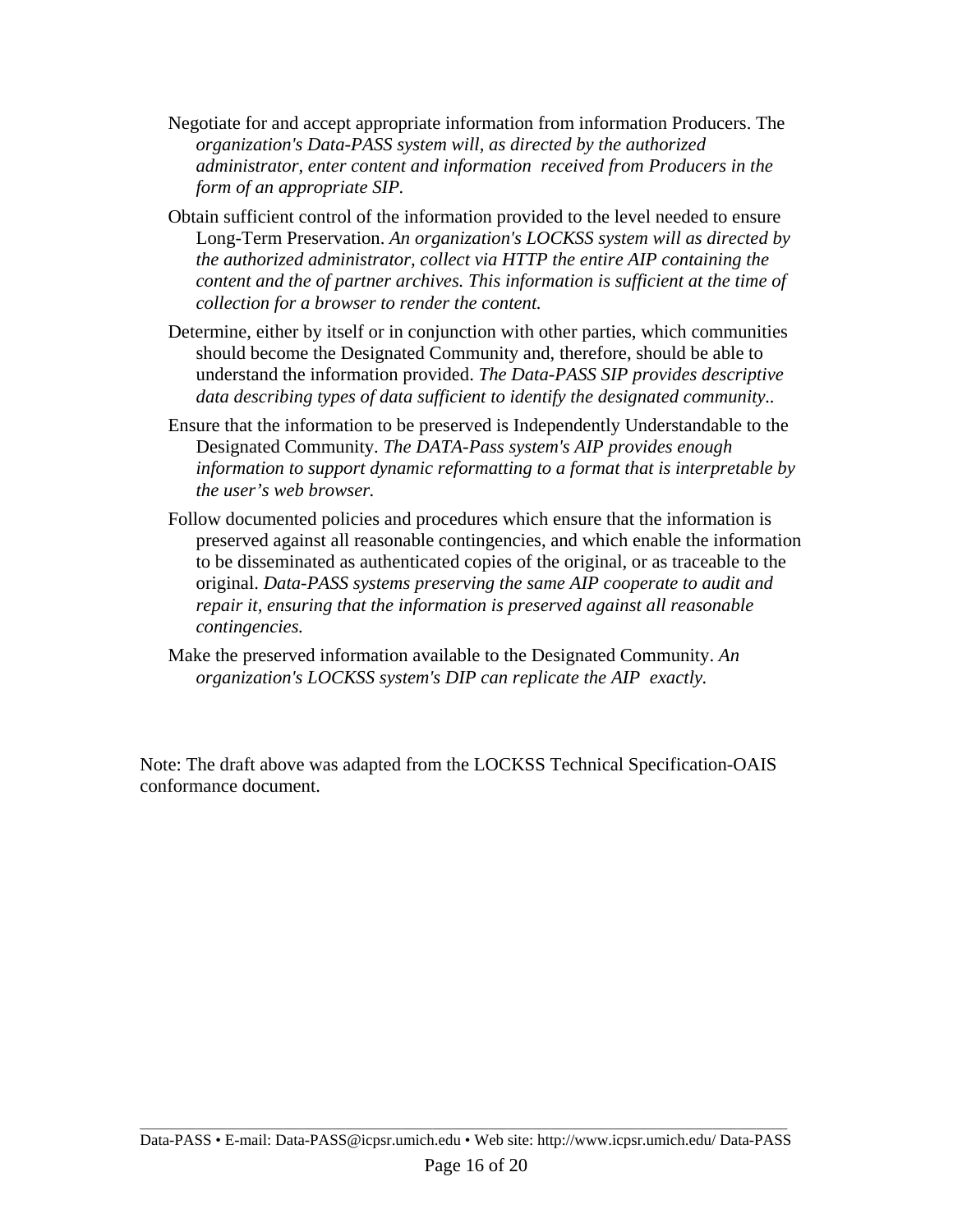Negotiate for and accept appropriate information from information Producers. The *organization's Data-PASS system will, as directed by the authorized administrator, enter content and information received from Producers in the form of an appropriate SIP.*

Obtain sufficient control of the information provided to the level needed to ensure Long-Term Preservation. *An organization's LOCKSS system will as directed by the authorized administrator, collect via HTTP the entire AIP containing the content and the of partner archives. This information is sufficient at the time of collection for a browser to render the content.*

Determine, either by itself or in conjunction with other parties, which communities should become the Designated Community and, therefore, should be able to understand the information provided. *The Data-PASS SIP provides descriptive data describing types of data sufficient to identify the designated community..*

Ensure that the information to be preserved is Independently Understandable to the Designated Community. *The DATA-Pass system's AIP provides enough information to support dynamic reformatting to a format that is interpretable by the user's web browser.*

Follow documented policies and procedures which ensure that the information is preserved against all reasonable contingencies, and which enable the information to be disseminated as authenticated copies of the original, or as traceable to the original. *Data-PASS systems preserving the same AIP cooperate to audit and repair it, ensuring that the information is preserved against all reasonable contingencies.*

Make the preserved information available to the Designated Community. *An organization's LOCKSS system's DIP can replicate the AIP exactly.*

Note: The draft above was adapted from the LOCKSS Technical Specification-OAIS conformance document.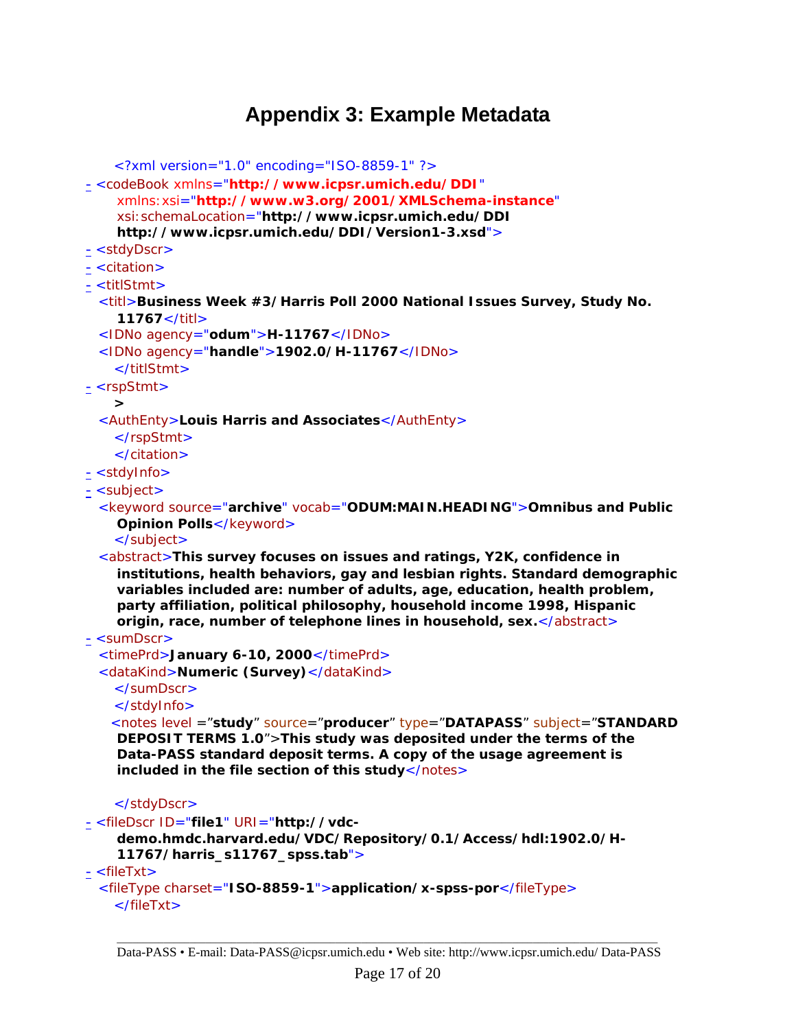# Appendix 3: Example Metadata

```
<?xml version="1.0" encoding="ISO-8859-1" ?>
- <codeBook xmlns="http://www.icpsr.umich.edu/DDI"
    xmlns:xsi="http://www.w3.org/2001/XMLSchema-instance"
    xsi:schemaLocation="http://www.icpsr.umich.edu/DDI
    http://www.icpsr.umich.edu/DDI/Version1-3.xsd">
- <stdyDscr>
- <citation>
- <titlStmt>
  <titl>Business Week #3/Harris Poll 2000 National Issues Survey, Study No.
    11767</titl>
  <IDNo agency="odum">H-11767</IDNo>
  <IDNo agency="handle">1902.0/H-11767</IDNo>
    </titlStmt>
- <rspStmt>
    >
  <AuthEnty>Louis Harris and Associates</AuthEnty>
    </rspStmt>
    </citation>
- <stdyInfo>
- <subject>
  <keyword source="archive" vocab="ODUM:MAIN.HEADING">Omnibus and Public
    Opinion Polls</keyword>
    </subject>
  <abstract>This survey focuses on issues and ratings, Y2K, confidence in
    institutions, health behaviors, gay and lesbian rights. Standard demographic
    variables included are: number of adults, age, education, health problem,
    party affiliation, political philosophy, household income 1998, Hispanic
    origin, race, number of telephone lines in household, sex.</abstract>
- <sumDscr>
  <timePrd>January 6-10, 2000</timePrd>
  <dataKind>Numeric (Survey)</dataKind>
    </sumDscr>
    </stdyInfo>
    <notes level ="study" source="producer" type="DATAPASS" subject="STANDARD
    DEPOSIT TERMS 1.0">This study was deposited under the terms of the
    Data-PASS standard deposit terms. A copy of the usage agreement is
    included in the file section of this study</notes>

    </stdyDscr>
- <fileDscr ID="file1" URI="http://vdc-
    demo.hmdc.harvard.edu/VDC/Repository/0.1/Access/hdl:1902.0/H-
    11767/harris_s11767_spss.tab">
- <fileTxt>
  <fileType charset="ISO-8859-1">application/x-spss-por</fileType>
    </fileTxt>
```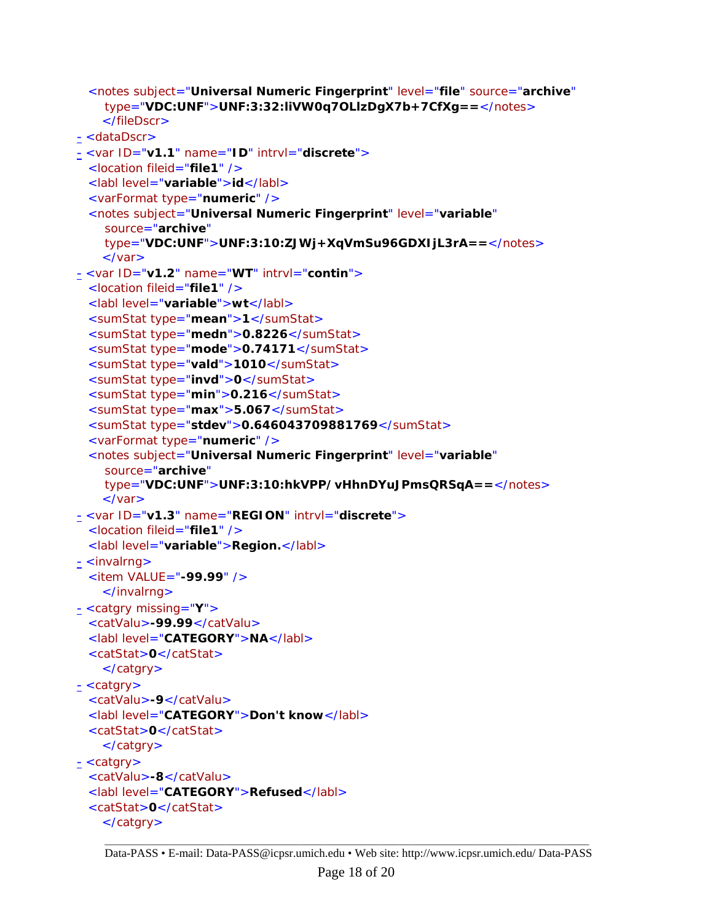```
  <notes subject="Universal Numeric Fingerprint" level="file" source="archive"
     type="VDC:UNF">UNF:3:32:IiVW0q7OLlzDgX7b+7CfXg==</notes>
     </fileDscr>
- <dataDscr>
- <var ID="v1.1" name="ID" intrvl="discrete">
  <location fileid="file1" />
  <labl level="variable">id</labl>
  <varFormat type="numeric" />
  <notes subject="Universal Numeric Fingerprint" level="variable"
     source="archive"
     type="VDC:UNF">UNF:3:10:ZJWj+XqVmSu96GDXIjL3rA==</notes>
     </var>
- <var ID="v1.2" name="WT" intrvl="contin">
  <location fileid="file1" />
  <labl level="variable">wt</labl>
  <sumStat type="mean">1</sumStat>
  <sumStat type="medn">0.8226</sumStat>
  <sumStat type="mode">0.74171</sumStat>
  <sumStat type="vald">1010</sumStat>
  <sumStat type="invd">0</sumStat>
  <sumStat type="min">0.216</sumStat>
  <sumStat type="max">5.067</sumStat>
  <sumStat type="stdev">0.646043709881769</sumStat>
  <varFormat type="numeric" />
  <notes subject="Universal Numeric Fingerprint" level="variable"
     source="archive"
     type="VDC:UNF">UNF:3:10:hkVPP/vHhnDYuJPmsQRSqA==</notes>
     </var>
- <var ID="v1.3" name="REGION" intrvl="discrete">
  <location fileid="file1" />
  <labl level="variable">Region.</labl>
- <invalrng>
  <item VALUE="-99.99" />
     </invalrng>
- <catgry missing="Y">
  <catValu>-99.99</catValu>
  <labl level="CATEGORY">NA</labl>
  <catStat>0</catStat>
     </catgry>
- <catgry>
  <catValu>-9</catValu>
  <labl level="CATEGORY">Don't know</labl>
  <catStat>0</catStat>
     </catgry>
- <catgry>
  <catValu>-8</catValu>
  <labl level="CATEGORY">Refused</labl>
  <catStat>0</catStat>
     </catgry>
```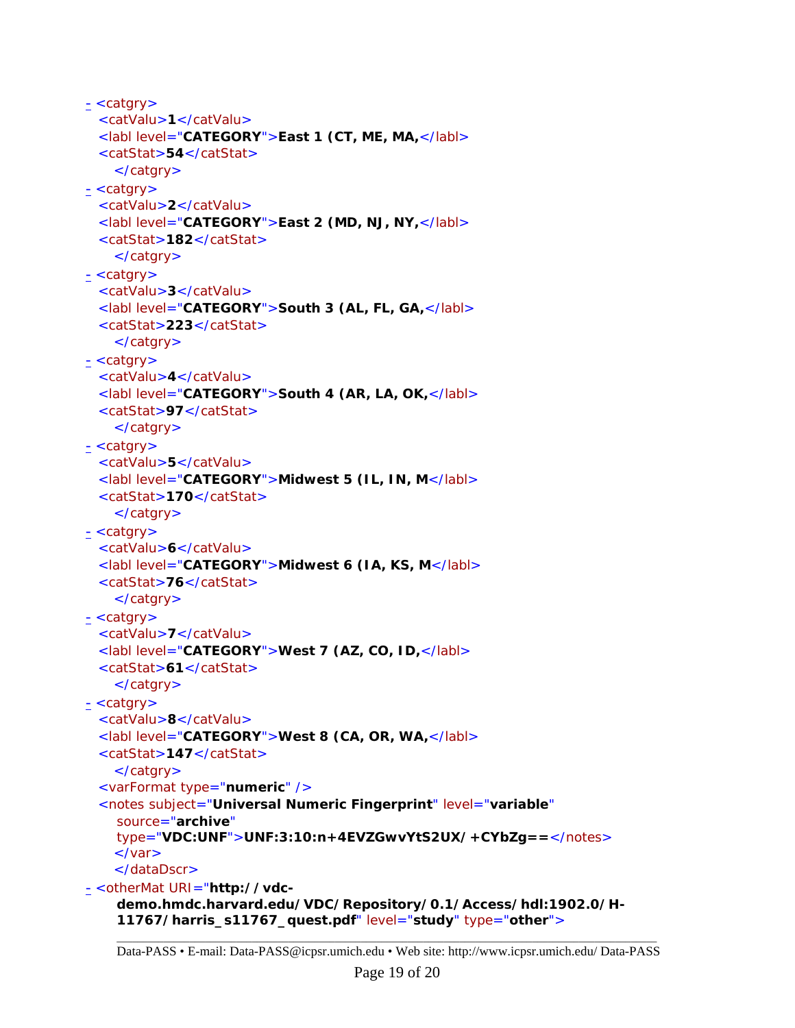```
- <catgry>
    <catValu>1</catValu>
    <labl level="CATEGORY">East 1 (CT, ME, MA,</labl>
    <catStat>54</catStat>
  </catgry>
- <catgry>
    <catValu>2</catValu>
    <labl level="CATEGORY">East 2 (MD, NJ, NY,</labl>
    <catStat>182</catStat>
  </catgry>
- <catgry>
    <catValu>3</catValu>
    <labl level="CATEGORY">South 3 (AL, FL, GA,</labl>
    <catStat>223</catStat>
  </catgry>
- <catgry>
    <catValu>4</catValu>
    <labl level="CATEGORY">South 4 (AR, LA, OK,</labl>
    <catStat>97</catStat>
  </catgry>
- <catgry>
    <catValu>5</catValu>
    <labl level="CATEGORY">Midwest 5 (IL, IN, M</labl>
    <catStat>170</catStat>
  </catgry>
- <catgry>
    <catValu>6</catValu>
    <labl level="CATEGORY">Midwest 6 (IA, KS, M</labl>
    <catStat>76</catStat>
  </catgry>
- <catgry>
    <catValu>7</catValu>
    <labl level="CATEGORY">West 7 (AZ, CO, ID,</labl>
    <catStat>61</catStat>
  </catgry>
- <catgry>
    <catValu>8</catValu>
    <labl level="CATEGORY">West 8 (CA, OR, WA,</labl>
    <catStat>147</catStat>
  </catgry>
  <varFormat type="numeric" />
  <notes subject="Universal Numeric Fingerprint" level="variable"
    source="archive"
    type="VDC:UNF">UNF:3:10:n+4EVZGwvYtS2UX/+CYbZg==</notes>
  </var>
  </dataDscr>
- <otherMat URI="http://vdc-
    demo.hmdc.harvard.edu/VDC/Repository/0.1/Access/hdl:1902.0/H-
    11767/harris_s11767_quest.pdf" level="study" type="other">
```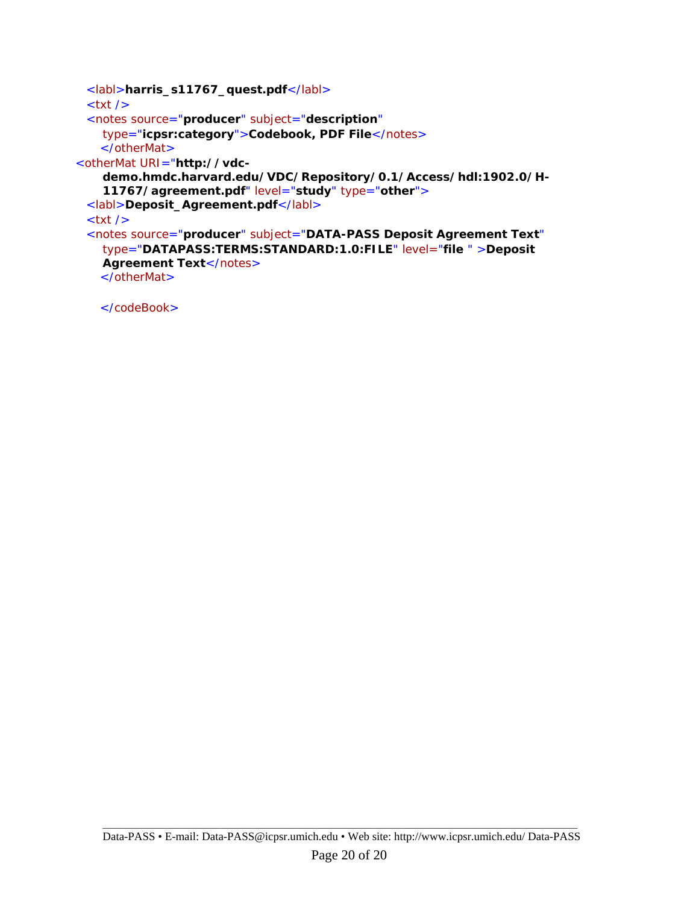```
  <labl>harris_s11767_quest.pdf</labl>
  <txt />
  <notes source="producer" subject="description"
     type="icpsr:category">Codebook, PDF File</notes>
    </otherMat>
<otherMat URI="http://vdc-
     demo.hmdc.harvard.edu/VDC/Repository/0.1/Access/hdl:1902.0/H-
     11767/agreement.pdf" level="study" type="other">
  <labl>Deposit_Agreement.pdf</labl>
  <txt />
  <notes source="producer" subject="DATA-PASS Deposit Agreement Text"
     type="DATAPASS:TERMS:STANDARD:1.0:FILE" level="file " >Deposit
     Agreement Text</notes>
    </otherMat>

    </codeBook>
```

Data-PASS • E-mail: Data-PASS@icpsr.umich.edu • Web site: http://www.icpsr.umich.edu/ Data-PASS